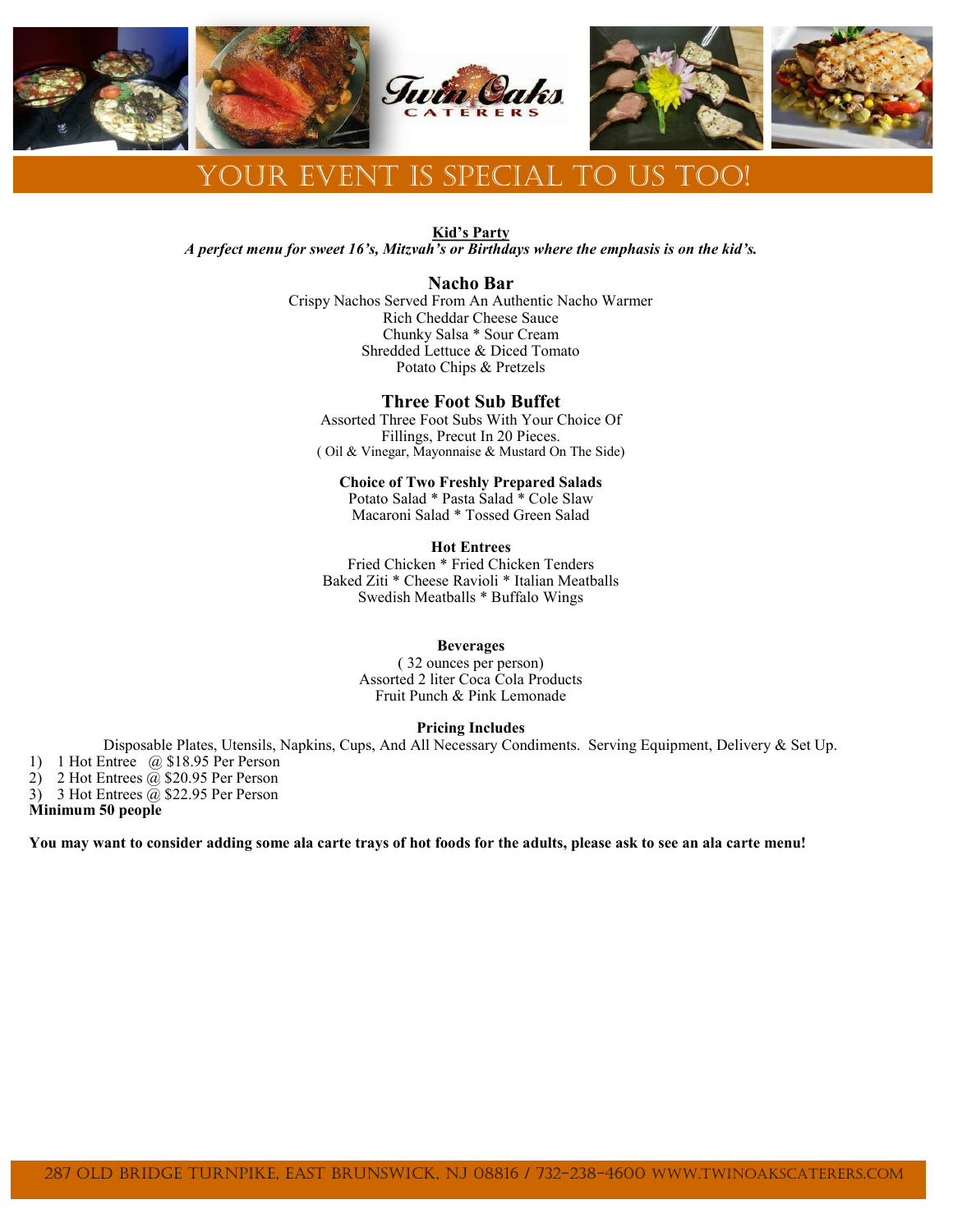# YOUR EVENT IS SPECIAL TO US TOO!

**Kid's Party**

***A perfect menu for sweet 16's, Mitzvah's or Birthdays where the emphasis is on the kid's.***

## Nacho Bar

Crispy Nachos Served From An Authentic Nacho Warmer
Rich Cheddar Cheese Sauce
Chunky Salsa * Sour Cream
Shredded Lettuce & Diced Tomato
Potato Chips & Pretzels

## Three Foot Sub Buffet

Assorted Three Foot Subs With Your Choice Of Fillings, Precut In 20 Pieces.
( Oil & Vinegar, Mayonnaise & Mustard On The Side)

**Choice of Two Freshly Prepared Salads**

Potato Salad * Pasta Salad * Cole Slaw
Macaroni Salad * Tossed Green Salad

**Hot Entrees**

Fried Chicken * Fried Chicken Tenders
Baked Ziti * Cheese Ravioli * Italian Meatballs
Swedish Meatballs * Buffalo Wings

**Beverages**

( 32 ounces per person)
Assorted 2 liter Coca Cola Products
Fruit Punch & Pink Lemonade

**Pricing Includes**

Disposable Plates, Utensils, Napkins, Cups, And All Necessary Condiments. Serving Equipment, Delivery & Set Up.

1) 1 Hot Entree @ $18.95 Per Person
2) 2 Hot Entrees @ $20.95 Per Person
3) 3 Hot Entrees @ $22.95 Per Person

**Minimum 50 people**

**You may want to consider adding some ala carte trays of hot foods for the adults, please ask to see an ala carte menu!**

287 Old Bridge Turnpike, East Brunswick, NJ 08816 / 732-238-4600 www.twinoakscaterers.com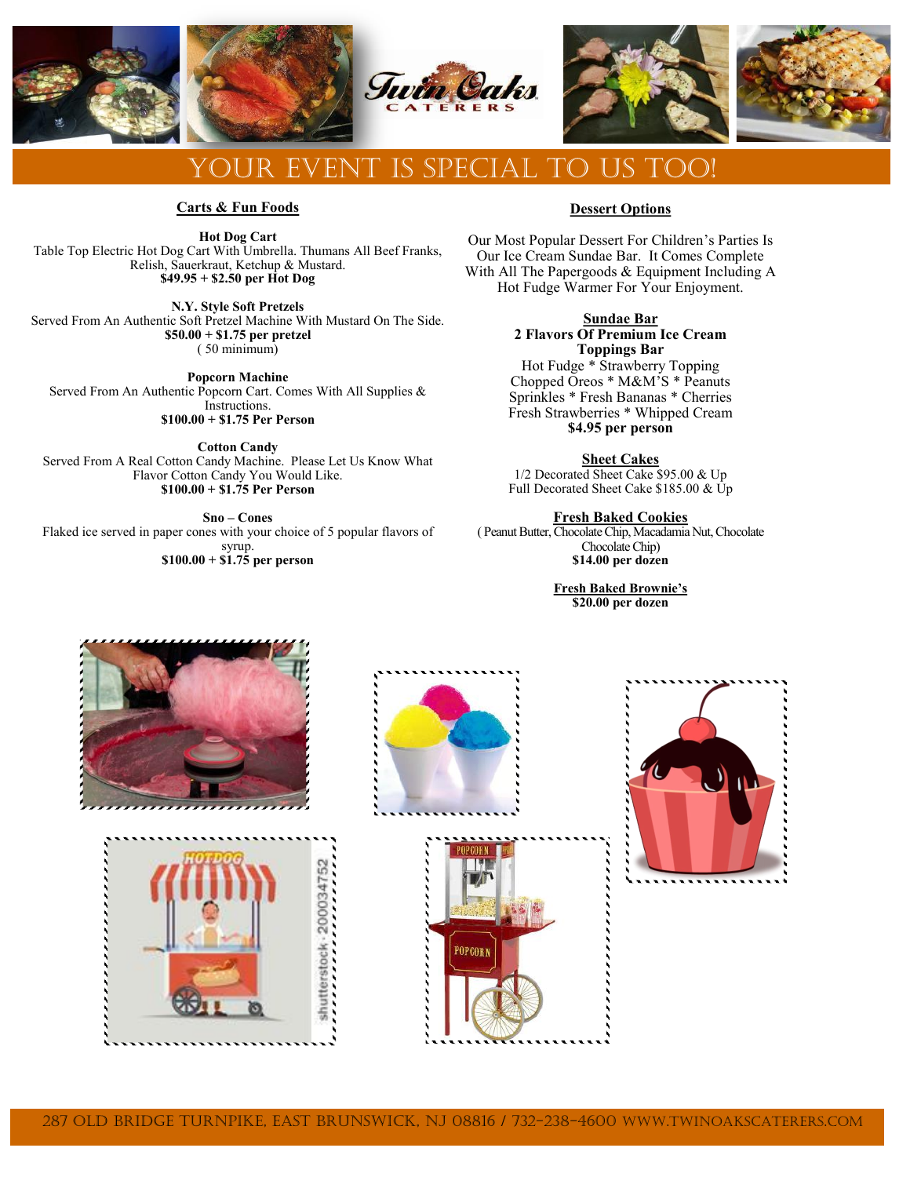# YOUR EVENT IS SPECIAL TO US TOO!

## Carts & Fun Foods

**Hot Dog Cart**
Table Top Electric Hot Dog Cart With Umbrella. Thumans All Beef Franks, Relish, Sauerkraut, Ketchup & Mustard.
**$49.95 + $2.50 per Hot Dog**

**N.Y. Style Soft Pretzels**
Served From An Authentic Soft Pretzel Machine With Mustard On The Side.
**$50.00 + $1.75 per pretzel**
( 50 minimum)

**Popcorn Machine**
Served From An Authentic Popcorn Cart. Comes With All Supplies & Instructions.
**$100.00 + $1.75 Per Person**

**Cotton Candy**
Served From A Real Cotton Candy Machine. Please Let Us Know What Flavor Cotton Candy You Would Like.
**$100.00 + $1.75 Per Person**

**Sno – Cones**
Flaked ice served in paper cones with your choice of 5 popular flavors of syrup.
**$100.00 + $1.75 per person**

## Dessert Options

Our Most Popular Dessert For Children's Parties Is Our Ice Cream Sundae Bar. It Comes Complete With All The Papergoods & Equipment Including A Hot Fudge Warmer For Your Enjoyment.

**Sundae Bar**
**2 Flavors Of Premium Ice Cream**
**Toppings Bar**
Hot Fudge * Strawberry Topping
Chopped Oreos * M&M'S * Peanuts
Sprinkles * Fresh Bananas * Cherries
Fresh Strawberries * Whipped Cream
**$4.95 per person**

**Sheet Cakes**
1/2 Decorated Sheet Cake $95.00 & Up
Full Decorated Sheet Cake $185.00 & Up

**Fresh Baked Cookies**
( Peanut Butter, Chocolate Chip, Macadamia Nut, Chocolate Chocolate Chip)
**$14.00 per dozen**

**Fresh Baked Brownie's**
**$20.00 per dozen**

287 Old Bridge Turnpike, East Brunswick, NJ 08816 / 732-238-4600 www.twinoakscaterers.com